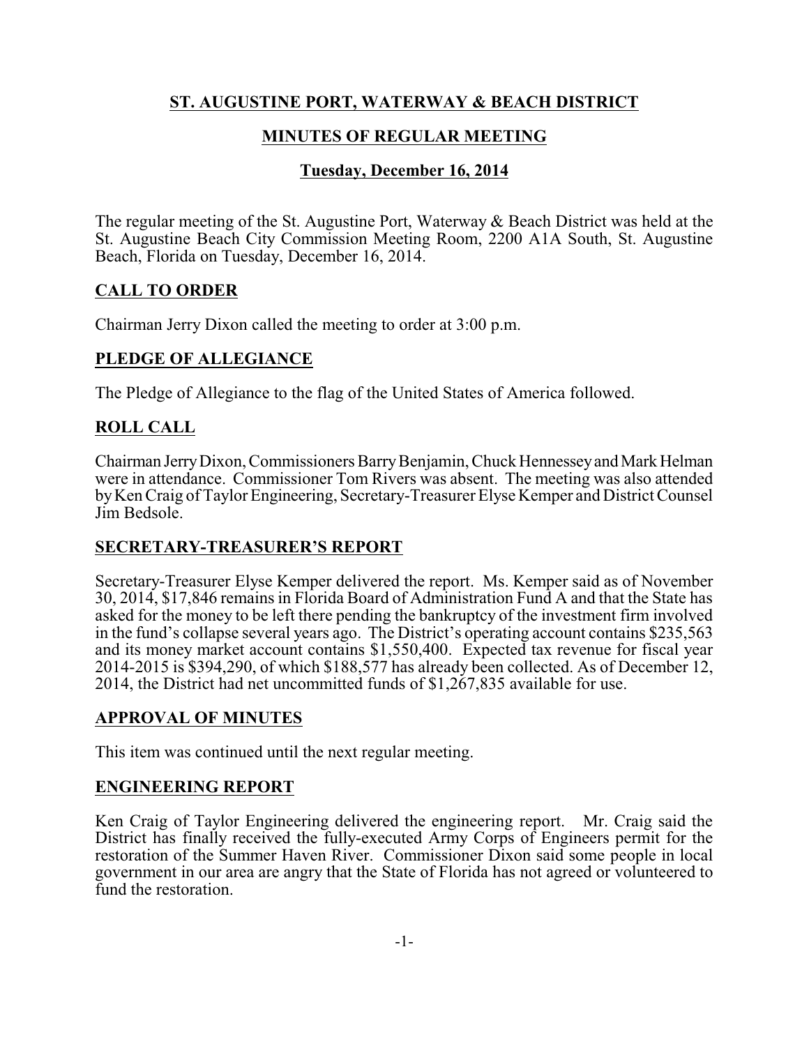# ST. AUGUSTINE PORT, WATERWAY & BEACH DISTRICT

## MINUTES OF REGULAR MEETING

### Tuesday, December 16, 2014

The regular meeting of the St. Augustine Port, Waterway & Beach District was held at the St. Augustine Beach City Commission Meeting Room, 2200 A1A South, St. Augustine Beach, Florida on Tuesday, December 16, 2014.

## CALL TO ORDER

Chairman Jerry Dixon called the meeting to order at 3:00 p.m.

## PLEDGE OF ALLEGIANCE

The Pledge of Allegiance to the flag of the United States of America followed.

## ROLL CALL

Chairman Jerry Dixon, Commissioners Barry Benjamin, Chuck Hennessey and Mark Helman were in attendance. Commissioner Tom Rivers was absent. The meeting was also attended by Ken Craig of Taylor Engineering, Secretary-Treasurer Elyse Kemper and District Counsel Jim Bedsole.

## SECRETARY-TREASURER'S REPORT

Secretary-Treasurer Elyse Kemper delivered the report. Ms. Kemper said as of November 30, 2014, $17,846 remains in Florida Board of Administration Fund A and that the State has asked for the money to be left there pending the bankruptcy of the investment firm involved in the fund's collapse several years ago. The District's operating account contains $235,563 and its money market account contains $1,550,400. Expected tax revenue for fiscal year 2014-2015 is $394,290, of which $188,577 has already been collected. As of December 12, 2014, the District had net uncommitted funds of $1,267,835 available for use.

## APPROVAL OF MINUTES

This item was continued until the next regular meeting.

## ENGINEERING REPORT

Ken Craig of Taylor Engineering delivered the engineering report. Mr. Craig said the District has finally received the fully-executed Army Corps of Engineers permit for the restoration of the Summer Haven River. Commissioner Dixon said some people in local government in our area are angry that the State of Florida has not agreed or volunteered to fund the restoration.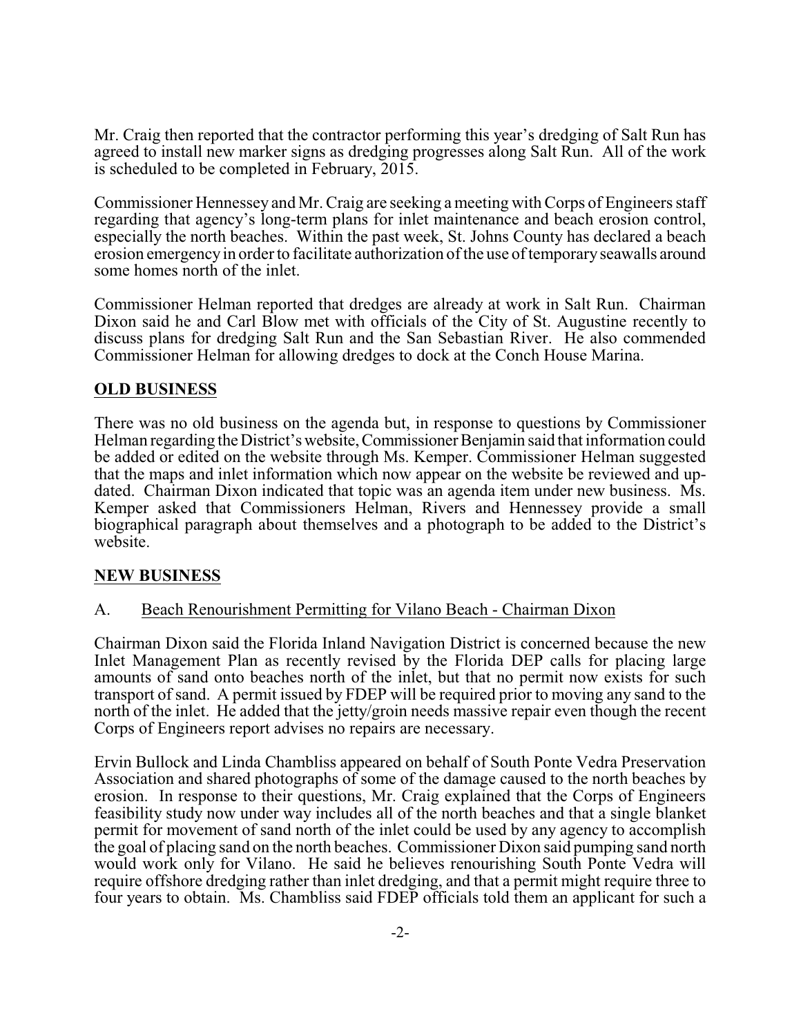Mr. Craig then reported that the contractor performing this year's dredging of Salt Run has agreed to install new marker signs as dredging progresses along Salt Run. All of the work is scheduled to be completed in February, 2015.

Commissioner Hennessey and Mr. Craig are seeking a meeting with Corps of Engineers staff regarding that agency's long-term plans for inlet maintenance and beach erosion control, especially the north beaches. Within the past week, St. Johns County has declared a beach erosion emergency in order to facilitate authorization of the use of temporary seawalls around some homes north of the inlet.

Commissioner Helman reported that dredges are already at work in Salt Run. Chairman Dixon said he and Carl Blow met with officials of the City of St. Augustine recently to discuss plans for dredging Salt Run and the San Sebastian River. He also commended Commissioner Helman for allowing dredges to dock at the Conch House Marina.

## OLD BUSINESS

There was no old business on the agenda but, in response to questions by Commissioner Helman regarding the District's website, Commissioner Benjamin said that information could be added or edited on the website through Ms. Kemper. Commissioner Helman suggested that the maps and inlet information which now appear on the website be reviewed and updated. Chairman Dixon indicated that topic was an agenda item under new business. Ms. Kemper asked that Commissioners Helman, Rivers and Hennessey provide a small biographical paragraph about themselves and a photograph to be added to the District's website.

## NEW BUSINESS

A. Beach Renourishment Permitting for Vilano Beach - Chairman Dixon

Chairman Dixon said the Florida Inland Navigation District is concerned because the new Inlet Management Plan as recently revised by the Florida DEP calls for placing large amounts of sand onto beaches north of the inlet, but that no permit now exists for such transport of sand. A permit issued by FDEP will be required prior to moving any sand to the north of the inlet. He added that the jetty/groin needs massive repair even though the recent Corps of Engineers report advises no repairs are necessary.

Ervin Bullock and Linda Chambliss appeared on behalf of South Ponte Vedra Preservation Association and shared photographs of some of the damage caused to the north beaches by erosion. In response to their questions, Mr. Craig explained that the Corps of Engineers feasibility study now under way includes all of the north beaches and that a single blanket permit for movement of sand north of the inlet could be used by any agency to accomplish the goal of placing sand on the north beaches. Commissioner Dixon said pumping sand north would work only for Vilano. He said he believes renourishing South Ponte Vedra will require offshore dredging rather than inlet dredging, and that a permit might require three to four years to obtain. Ms. Chambliss said FDEP officials told them an applicant for such a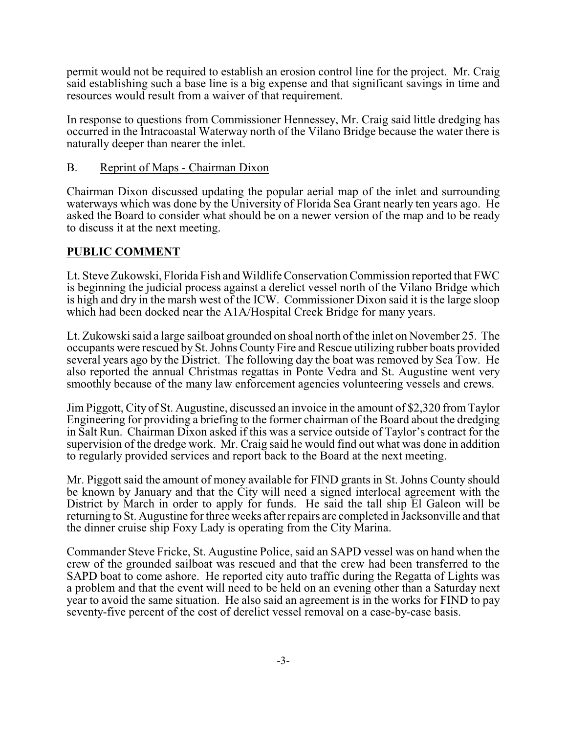permit would not be required to establish an erosion control line for the project. Mr. Craig said establishing such a base line is a big expense and that significant savings in time and resources would result from a waiver of that requirement.

In response to questions from Commissioner Hennessey, Mr. Craig said little dredging has occurred in the Intracoastal Waterway north of the Vilano Bridge because the water there is naturally deeper than nearer the inlet.

B. Reprint of Maps - Chairman Dixon

Chairman Dixon discussed updating the popular aerial map of the inlet and surrounding waterways which was done by the University of Florida Sea Grant nearly ten years ago. He asked the Board to consider what should be on a newer version of the map and to be ready to discuss it at the next meeting.

**PUBLIC COMMENT**

Lt. Steve Zukowski, Florida Fish and Wildlife Conservation Commission reported that FWC is beginning the judicial process against a derelict vessel north of the Vilano Bridge which is high and dry in the marsh west of the ICW. Commissioner Dixon said it is the large sloop which had been docked near the A1A/Hospital Creek Bridge for many years.

Lt. Zukowski said a large sailboat grounded on shoal north of the inlet on November 25. The occupants were rescued by St. Johns County Fire and Rescue utilizing rubber boats provided several years ago by the District. The following day the boat was removed by Sea Tow. He also reported the annual Christmas regattas in Ponte Vedra and St. Augustine went very smoothly because of the many law enforcement agencies volunteering vessels and crews.

Jim Piggott, City of St. Augustine, discussed an invoice in the amount of $2,320 from Taylor Engineering for providing a briefing to the former chairman of the Board about the dredging in Salt Run. Chairman Dixon asked if this was a service outside of Taylor's contract for the supervision of the dredge work. Mr. Craig said he would find out what was done in addition to regularly provided services and report back to the Board at the next meeting.

Mr. Piggott said the amount of money available for FIND grants in St. Johns County should be known by January and that the City will need a signed interlocal agreement with the District by March in order to apply for funds. He said the tall ship El Galeon will be returning to St. Augustine for three weeks after repairs are completed in Jacksonville and that the dinner cruise ship Foxy Lady is operating from the City Marina.

Commander Steve Fricke, St. Augustine Police, said an SAPD vessel was on hand when the crew of the grounded sailboat was rescued and that the crew had been transferred to the SAPD boat to come ashore. He reported city auto traffic during the Regatta of Lights was a problem and that the event will need to be held on an evening other than a Saturday next year to avoid the same situation. He also said an agreement is in the works for FIND to pay seventy-five percent of the cost of derelict vessel removal on a case-by-case basis.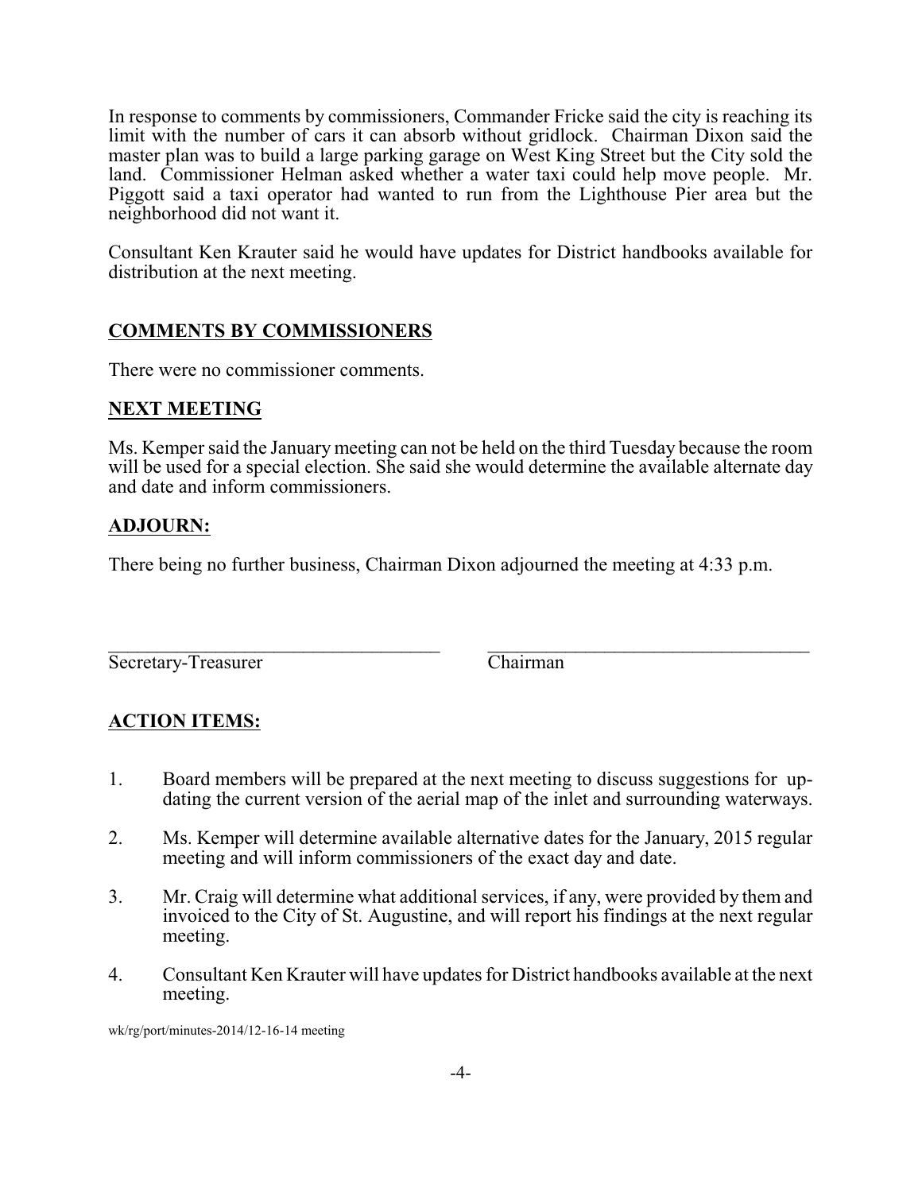In response to comments by commissioners, Commander Fricke said the city is reaching its limit with the number of cars it can absorb without gridlock. Chairman Dixon said the master plan was to build a large parking garage on West King Street but the City sold the land. Commissioner Helman asked whether a water taxi could help move people. Mr. Piggott said a taxi operator had wanted to run from the Lighthouse Pier area but the neighborhood did not want it.

Consultant Ken Krauter said he would have updates for District handbooks available for distribution at the next meeting.

## COMMENTS BY COMMISSIONERS

There were no commissioner comments.

## NEXT MEETING

Ms. Kemper said the January meeting can not be held on the third Tuesday because the room will be used for a special election. She said she would determine the available alternate day and date and inform commissioners.

## ADJOURN:

There being no further business, Chairman Dixon adjourned the meeting at 4:33 p.m.

\_\_\_\_\_\_\_\_\_\_\_\_\_\_\_\_\_\_\_\_\_\_\_\_\_\_\_\_\_\_\_\_\_\_\_\_ \_\_\_\_\_\_\_\_\_\_\_\_\_\_\_\_\_\_\_\_\_\_\_\_\_\_\_\_\_\_\_\_\_\_\_\_

Secretary-Treasurer Chairman

## ACTION ITEMS:

1. Board members will be prepared at the next meeting to discuss suggestions for updating the current version of the aerial map of the inlet and surrounding waterways.
2. Ms. Kemper will determine available alternative dates for the January, 2015 regular meeting and will inform commissioners of the exact day and date.
3. Mr. Craig will determine what additional services, if any, were provided by them and invoiced to the City of St. Augustine, and will report his findings at the next regular meeting.
4. Consultant Ken Krauter will have updates for District handbooks available at the next meeting.

wk/rg/port/minutes-2014/12-16-14 meeting